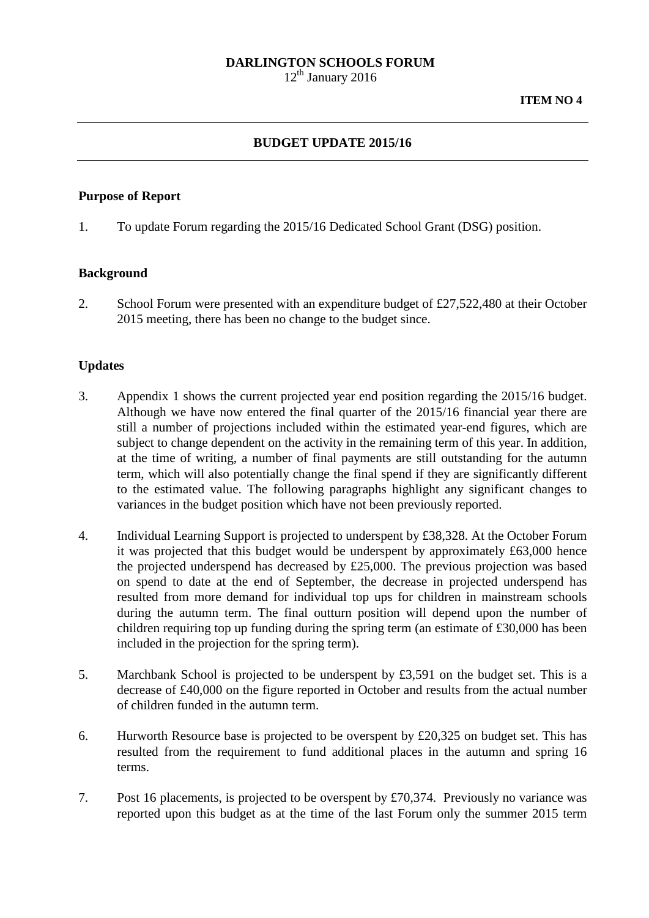**DARLINGTON SCHOOLS FORUM**
12th January 2016

**ITEM NO 4**

---

## BUDGET UPDATE 2015/16

---

### Purpose of Report

1. To update Forum regarding the 2015/16 Dedicated School Grant (DSG) position.

### Background

2. School Forum were presented with an expenditure budget of £27,522,480 at their October 2015 meeting, there has been no change to the budget since.

### Updates

3. Appendix 1 shows the current projected year end position regarding the 2015/16 budget. Although we have now entered the final quarter of the 2015/16 financial year there are still a number of projections included within the estimated year-end figures, which are subject to change dependent on the activity in the remaining term of this year. In addition, at the time of writing, a number of final payments are still outstanding for the autumn term, which will also potentially change the final spend if they are significantly different to the estimated value. The following paragraphs highlight any significant changes to variances in the budget position which have not been previously reported.

4. Individual Learning Support is projected to underspend by £38,328. At the October Forum it was projected that this budget would be underspent by approximately £63,000 hence the projected underspend has decreased by £25,000. The previous projection was based on spend to date at the end of September, the decrease in projected underspend has resulted from more demand for individual top ups for children in mainstream schools during the autumn term. The final outturn position will depend upon the number of children requiring top up funding during the spring term (an estimate of £30,000 has been included in the projection for the spring term).

5. Marchbank School is projected to be underspent by £3,591 on the budget set. This is a decrease of £40,000 on the figure reported in October and results from the actual number of children funded in the autumn term.

6. Hurworth Resource base is projected to be overspent by £20,325 on budget set. This has resulted from the requirement to fund additional places in the autumn and spring 16 terms.

7. Post 16 placements, is projected to be overspent by £70,374. Previously no variance was reported upon this budget as at the time of the last Forum only the summer 2015 term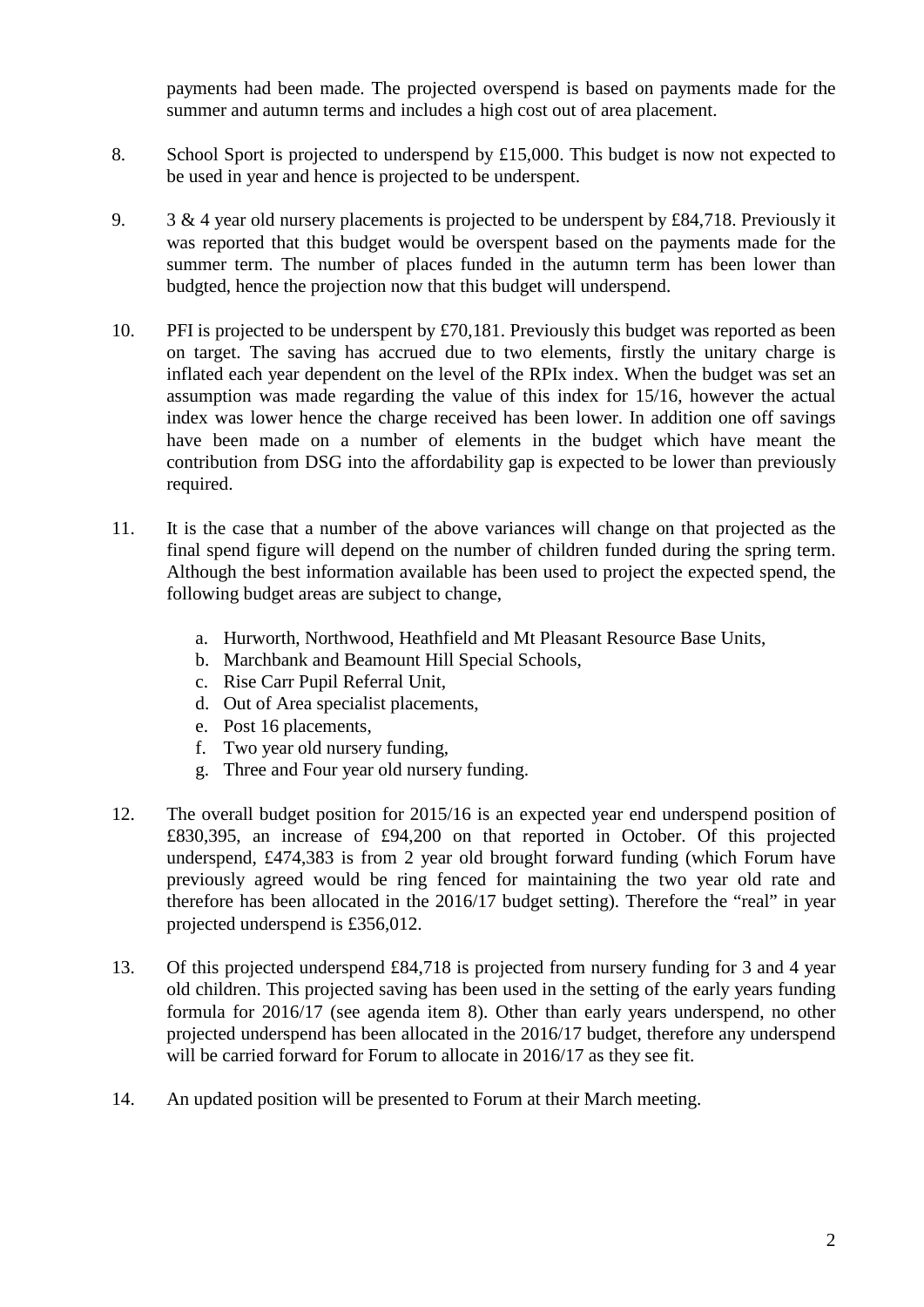payments had been made. The projected overspend is based on payments made for the summer and autumn terms and includes a high cost out of area placement.

8. School Sport is projected to underspend by £15,000. This budget is now not expected to be used in year and hence is projected to be underspent.

9. 3 & 4 year old nursery placements is projected to be underspent by £84,718. Previously it was reported that this budget would be overspent based on the payments made for the summer term. The number of places funded in the autumn term has been lower than budgted, hence the projection now that this budget will underspend.

10. PFI is projected to be underspent by £70,181. Previously this budget was reported as been on target. The saving has accrued due to two elements, firstly the unitary charge is inflated each year dependent on the level of the RPIx index. When the budget was set an assumption was made regarding the value of this index for 15/16, however the actual index was lower hence the charge received has been lower. In addition one off savings have been made on a number of elements in the budget which have meant the contribution from DSG into the affordability gap is expected to be lower than previously required.

11. It is the case that a number of the above variances will change on that projected as the final spend figure will depend on the number of children funded during the spring term. Although the best information available has been used to project the expected spend, the following budget areas are subject to change,

    a. Hurworth, Northwood, Heathfield and Mt Pleasant Resource Base Units,
    b. Marchbank and Beamount Hill Special Schools,
    c. Rise Carr Pupil Referral Unit,
    d. Out of Area specialist placements,
    e. Post 16 placements,
    f. Two year old nursery funding,
    g. Three and Four year old nursery funding.

12. The overall budget position for 2015/16 is an expected year end underspend position of £830,395, an increase of £94,200 on that reported in October. Of this projected underspend, £474,383 is from 2 year old brought forward funding (which Forum have previously agreed would be ring fenced for maintaining the two year old rate and therefore has been allocated in the 2016/17 budget setting). Therefore the "real" in year projected underspend is £356,012.

13. Of this projected underspend £84,718 is projected from nursery funding for 3 and 4 year old children. This projected saving has been used in the setting of the early years funding formula for 2016/17 (see agenda item 8). Other than early years underspend, no other projected underspend has been allocated in the 2016/17 budget, therefore any underspend will be carried forward for Forum to allocate in 2016/17 as they see fit.

14. An updated position will be presented to Forum at their March meeting.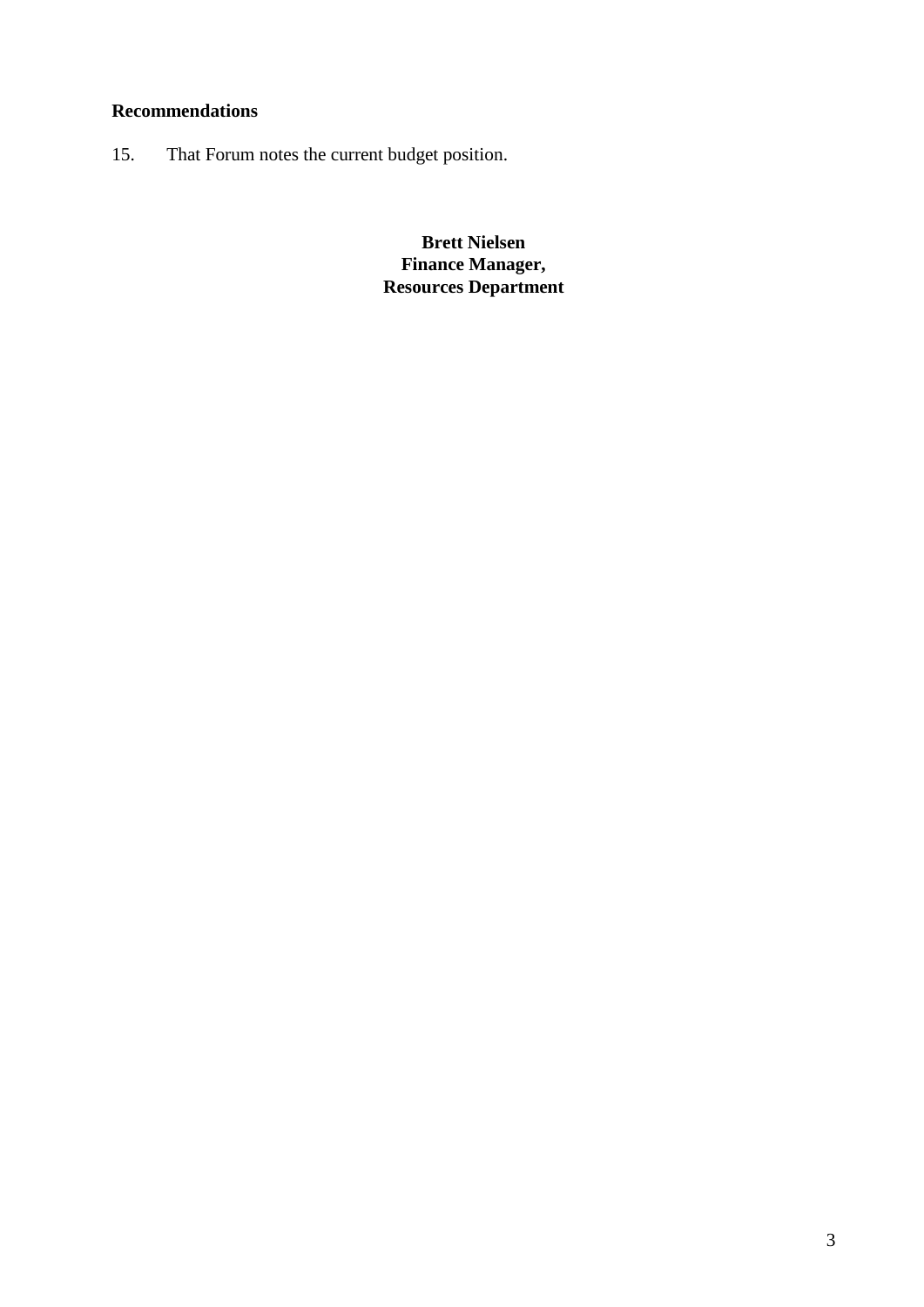**Recommendations**

15. That Forum notes the current budget position.

**Brett Nielsen**
**Finance Manager,**
**Resources Department**